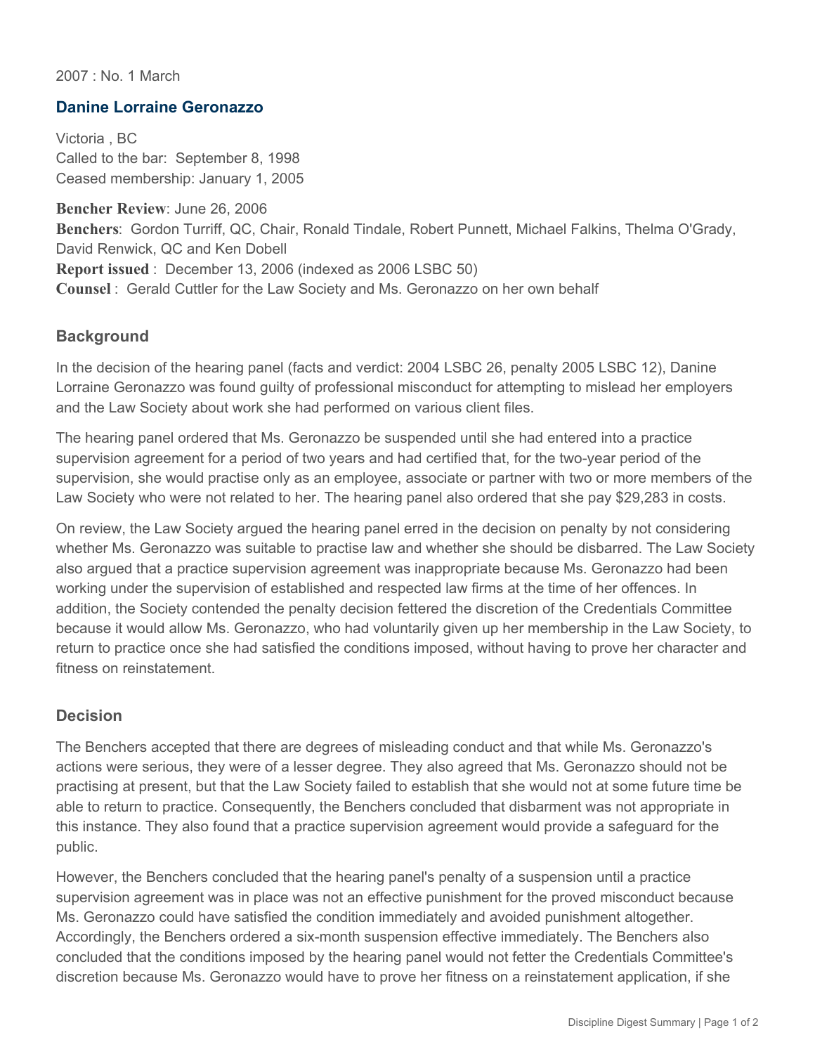2007 : No. 1 March

## Danine Lorraine Geronazzo

Victoria , BC
Called to the bar: September 8, 1998
Ceased membership: January 1, 2005

**Bencher Review**: June 26, 2006
**Benchers**: Gordon Turriff, QC, Chair, Ronald Tindale, Robert Punnett, Michael Falkins, Thelma O'Grady, David Renwick, QC and Ken Dobell
**Report issued** : December 13, 2006 (indexed as 2006 LSBC 50)
**Counsel** : Gerald Cuttler for the Law Society and Ms. Geronazzo on her own behalf

### Background

In the decision of the hearing panel (facts and verdict: 2004 LSBC 26, penalty 2005 LSBC 12), Danine Lorraine Geronazzo was found guilty of professional misconduct for attempting to mislead her employers and the Law Society about work she had performed on various client files.

The hearing panel ordered that Ms. Geronazzo be suspended until she had entered into a practice supervision agreement for a period of two years and had certified that, for the two-year period of the supervision, she would practise only as an employee, associate or partner with two or more members of the Law Society who were not related to her. The hearing panel also ordered that she pay $29,283 in costs.

On review, the Law Society argued the hearing panel erred in the decision on penalty by not considering whether Ms. Geronazzo was suitable to practise law and whether she should be disbarred. The Law Society also argued that a practice supervision agreement was inappropriate because Ms. Geronazzo had been working under the supervision of established and respected law firms at the time of her offences. In addition, the Society contended the penalty decision fettered the discretion of the Credentials Committee because it would allow Ms. Geronazzo, who had voluntarily given up her membership in the Law Society, to return to practice once she had satisfied the conditions imposed, without having to prove her character and fitness on reinstatement.

### Decision

The Benchers accepted that there are degrees of misleading conduct and that while Ms. Geronazzo's actions were serious, they were of a lesser degree. They also agreed that Ms. Geronazzo should not be practising at present, but that the Law Society failed to establish that she would not at some future time be able to return to practice. Consequently, the Benchers concluded that disbarment was not appropriate in this instance. They also found that a practice supervision agreement would provide a safeguard for the public.

However, the Benchers concluded that the hearing panel's penalty of a suspension until a practice supervision agreement was in place was not an effective punishment for the proved misconduct because Ms. Geronazzo could have satisfied the condition immediately and avoided punishment altogether. Accordingly, the Benchers ordered a six-month suspension effective immediately. The Benchers also concluded that the conditions imposed by the hearing panel would not fetter the Credentials Committee's discretion because Ms. Geronazzo would have to prove her fitness on a reinstatement application, if she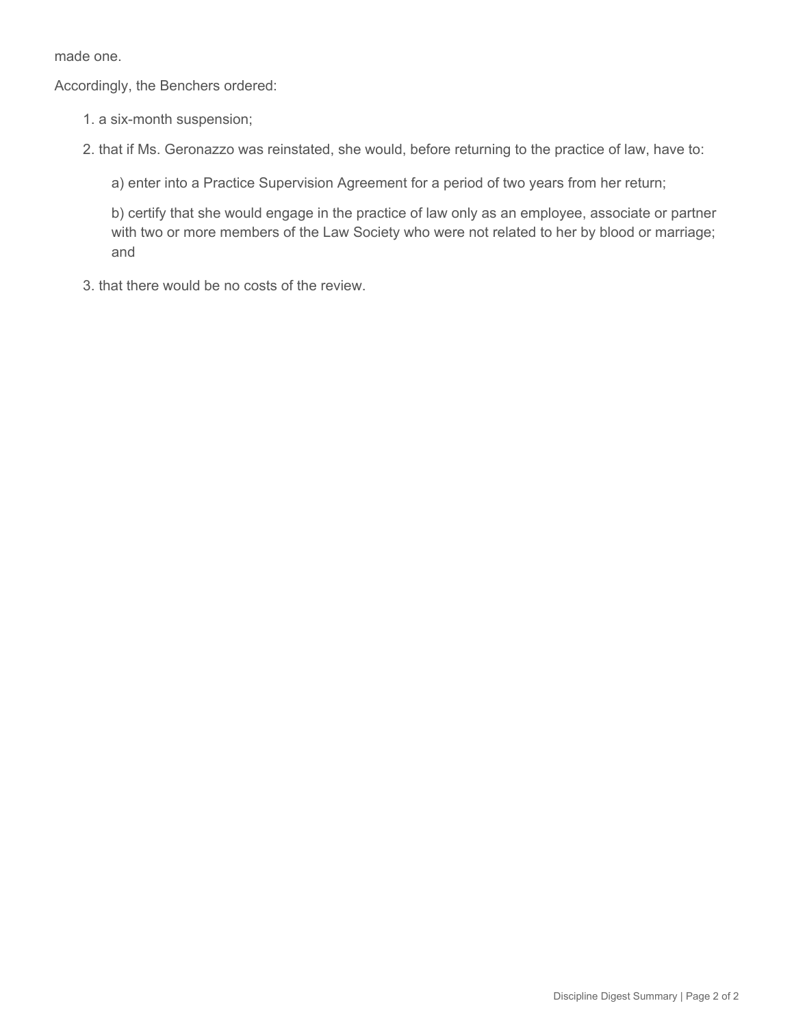made one.

Accordingly, the Benchers ordered:

1. a six-month suspension;
2. that if Ms. Geronazzo was reinstated, she would, before returning to the practice of law, have to:

   a) enter into a Practice Supervision Agreement for a period of two years from her return;

   b) certify that she would engage in the practice of law only as an employee, associate or partner with two or more members of the Law Society who were not related to her by blood or marriage; and
3. that there would be no costs of the review.